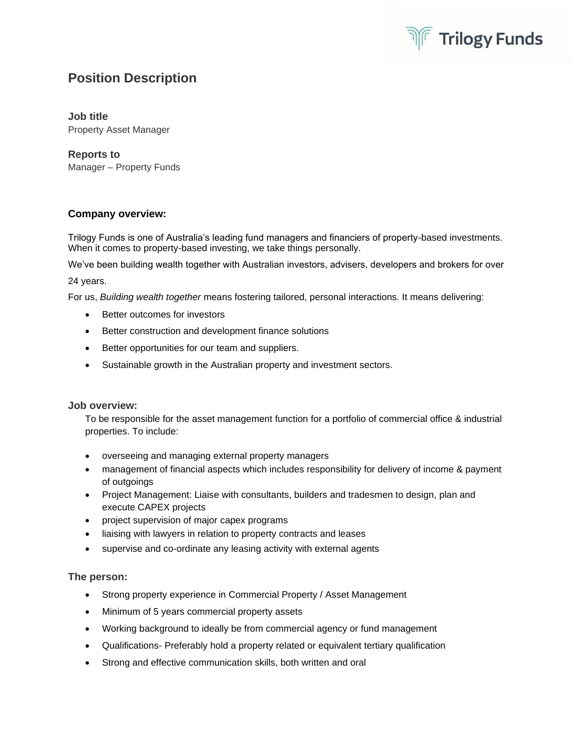# Position Description

### Job title

Property Asset Manager

### Reports to

Manager – Property Funds

### Company overview:

Trilogy Funds is one of Australia's leading fund managers and financiers of property-based investments. When it comes to property-based investing, we take things personally.

We've been building wealth together with Australian investors, advisers, developers and brokers for over 24 years.

For us, *Building wealth together* means fostering tailored, personal interactions. It means delivering:

- Better outcomes for investors
- Better construction and development finance solutions
- Better opportunities for our team and suppliers.
- Sustainable growth in the Australian property and investment sectors.

### Job overview:

To be responsible for the asset management function for a portfolio of commercial office & industrial properties. To include:

- overseeing and managing external property managers
- management of financial aspects which includes responsibility for delivery of income & payment of outgoings
- Project Management: Liaise with consultants, builders and tradesmen to design, plan and execute CAPEX projects
- project supervision of major capex programs
- liaising with lawyers in relation to property contracts and leases
- supervise and co-ordinate any leasing activity with external agents

### The person:

- Strong property experience in Commercial Property / Asset Management
- Minimum of 5 years commercial property assets
- Working background to ideally be from commercial agency or fund management
- Qualifications- Preferably hold a property related or equivalent tertiary qualification
- Strong and effective communication skills, both written and oral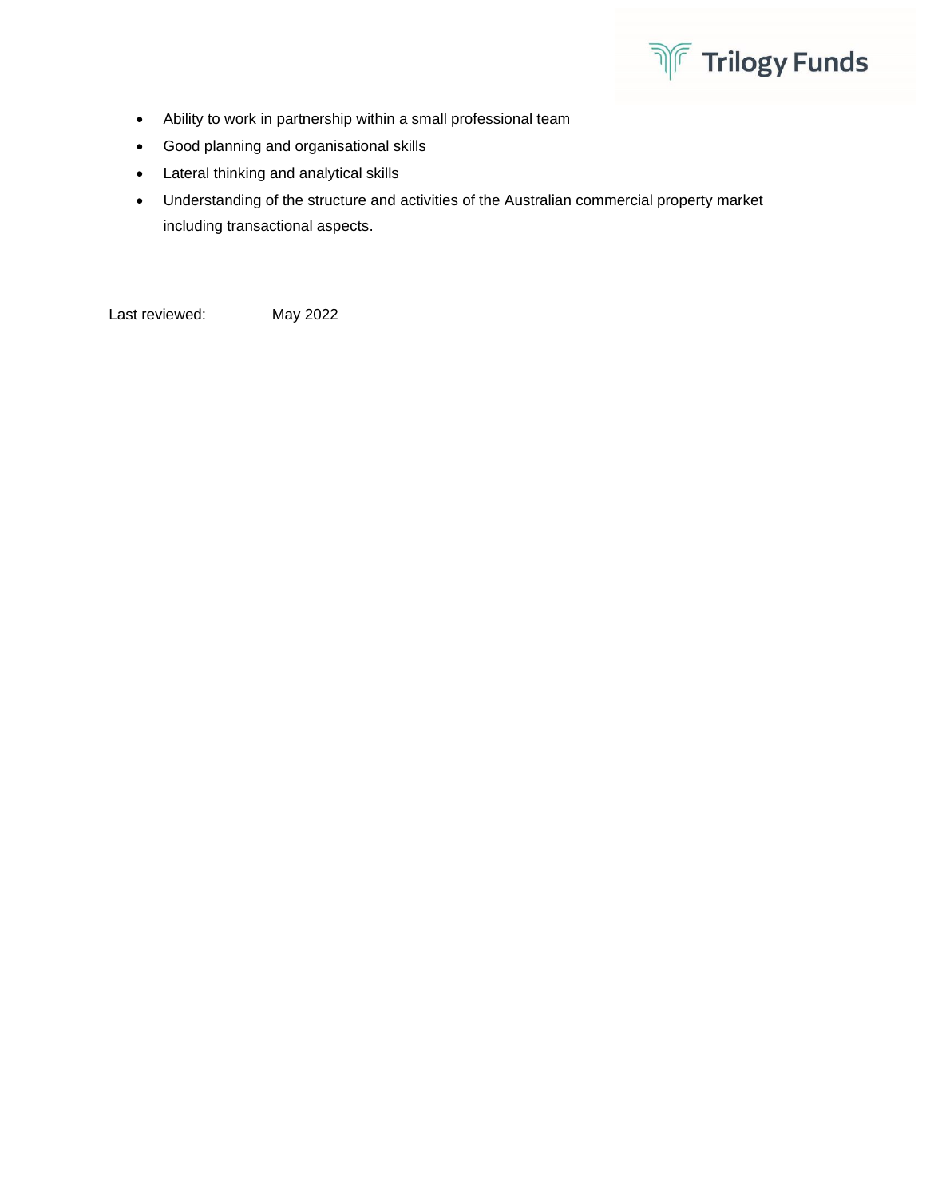- Ability to work in partnership within a small professional team
- Good planning and organisational skills
- Lateral thinking and analytical skills
- Understanding of the structure and activities of the Australian commercial property market including transactional aspects.

Last reviewed: May 2022